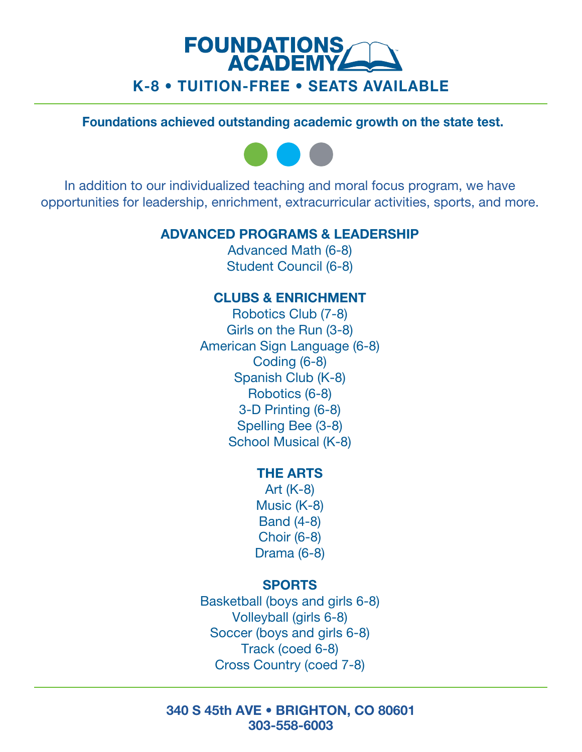# FOUNDATIONS ACADEMY

**K-8 • TUITION-FREE • SEATS AVAILABLE**

**Foundations achieved outstanding academic growth on the state test.**

In addition to our individualized teaching and moral focus program, we have opportunities for leadership, enrichment, extracurricular activities, sports, and more.

## ADVANCED PROGRAMS & LEADERSHIP

Advanced Math (6-8)
Student Council (6-8)

## CLUBS & ENRICHMENT

Robotics Club (7-8)
Girls on the Run (3-8)
American Sign Language (6-8)
Coding (6-8)
Spanish Club (K-8)
Robotics (6-8)
3-D Printing (6-8)
Spelling Bee (3-8)
School Musical (K-8)

## THE ARTS

Art (K-8)
Music (K-8)
Band (4-8)
Choir (6-8)
Drama (6-8)

## SPORTS

Basketball (boys and girls 6-8)
Volleyball (girls 6-8)
Soccer (boys and girls 6-8)
Track (coed 6-8)
Cross Country (coed 7-8)

**340 S 45th AVE • BRIGHTON, CO 80601**
**303-558-6003**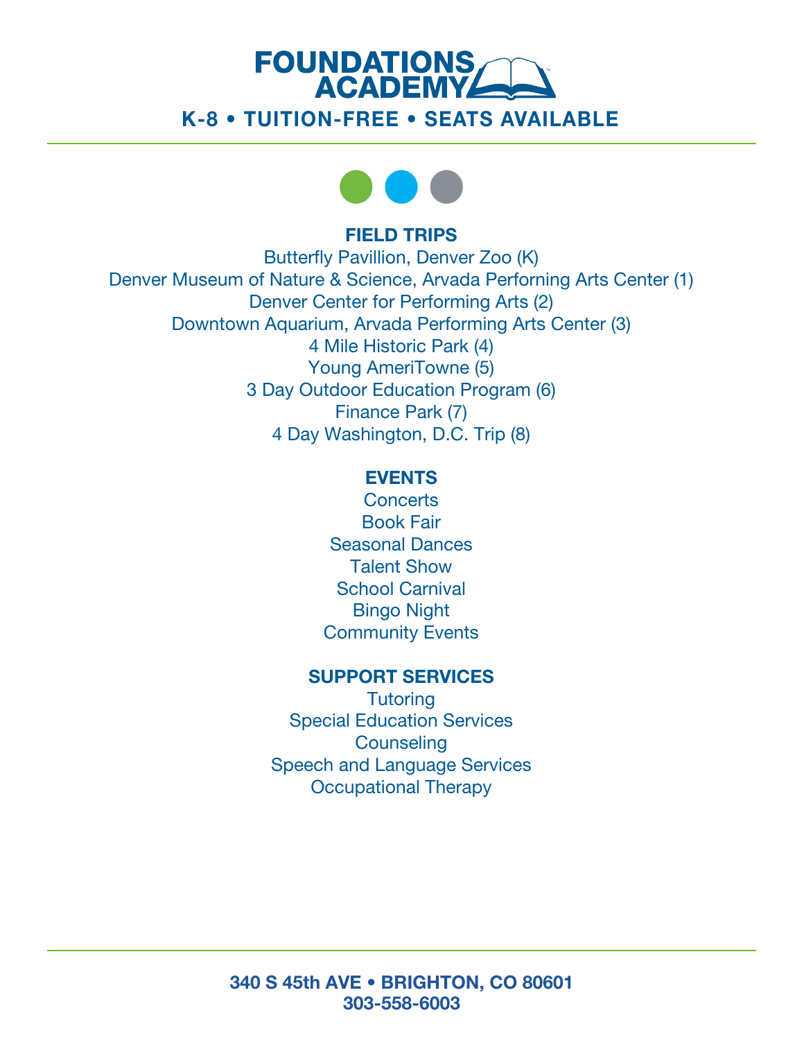# FOUNDATIONS ACADEMY

**K-8 • TUITION-FREE • SEATS AVAILABLE**

## FIELD TRIPS

Butterfly Pavillion, Denver Zoo (K)
Denver Museum of Nature & Science, Arvada Performing Arts Center (1)
Denver Center for Performing Arts (2)
Downtown Aquarium, Arvada Performing Arts Center (3)
4 Mile Historic Park (4)
Young AmeriTowne (5)
3 Day Outdoor Education Program (6)
Finance Park (7)
4 Day Washington, D.C. Trip (8)

## EVENTS

Concerts
Book Fair
Seasonal Dances
Talent Show
School Carnival
Bingo Night
Community Events

## SUPPORT SERVICES

Tutoring
Special Education Services
Counseling
Speech and Language Services
Occupational Therapy

**340 S 45th AVE • BRIGHTON, CO 80601**
**303-558-6003**